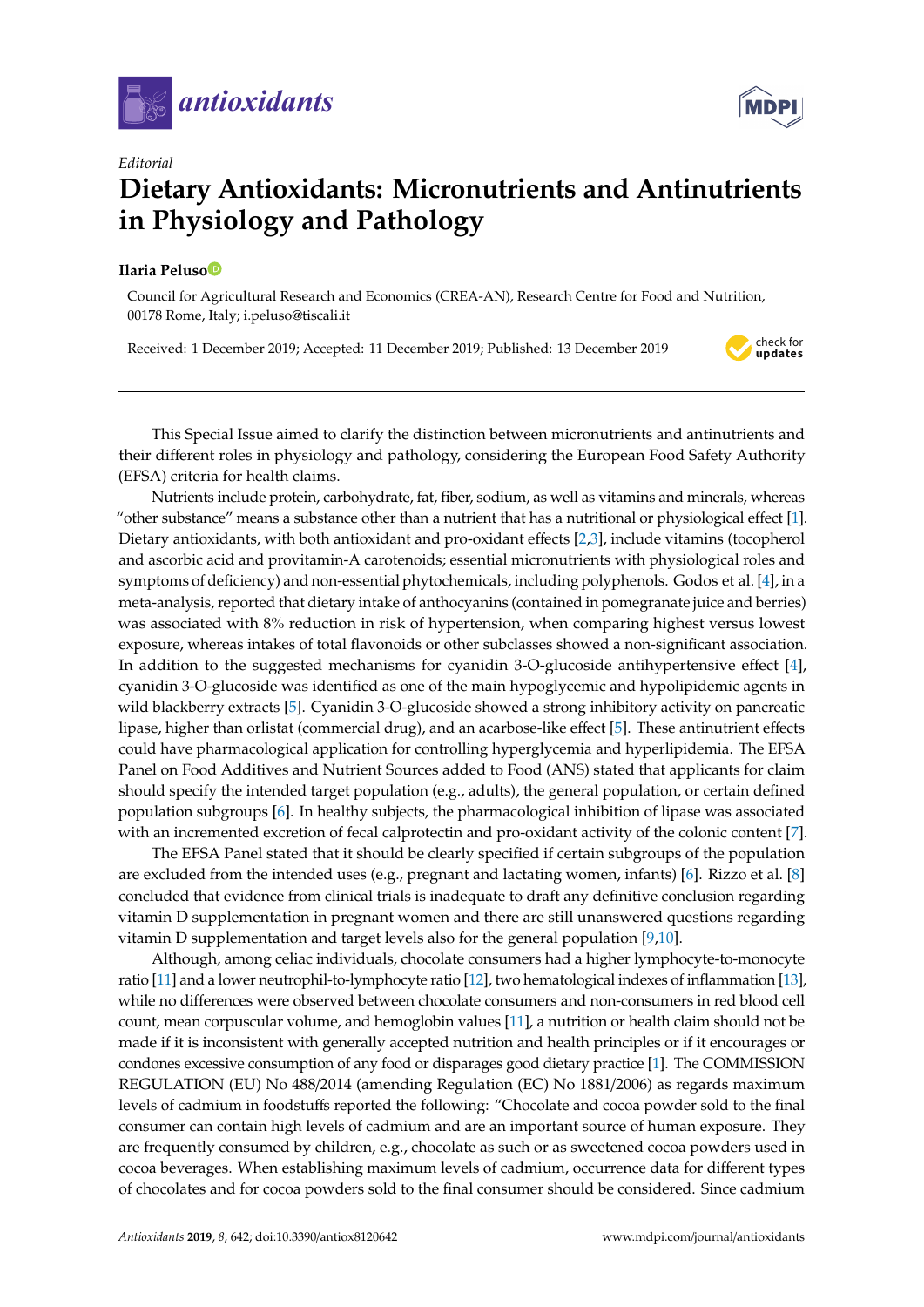*Editorial*

# Dietary Antioxidants: Micronutrients and Antinutrients in Physiology and Pathology

**Ilaria Peluso**

Council for Agricultural Research and Economics (CREA-AN), Research Centre for Food and Nutrition, 00178 Rome, Italy; i.peluso@tiscali.it

Received: 1 December 2019; Accepted: 11 December 2019; Published: 13 December 2019

---

This Special Issue aimed to clarify the distinction between micronutrients and antinutrients and their different roles in physiology and pathology, considering the European Food Safety Authority (EFSA) criteria for health claims.

Nutrients include protein, carbohydrate, fat, fiber, sodium, as well as vitamins and minerals, whereas "other substance" means a substance other than a nutrient that has a nutritional or physiological effect [1]. Dietary antioxidants, with both antioxidant and pro-oxidant effects [2,3], include vitamins (tocopherol and ascorbic acid and provitamin-A carotenoids; essential micronutrients with physiological roles and symptoms of deficiency) and non-essential phytochemicals, including polyphenols. Godos et al. [4], in a meta-analysis, reported that dietary intake of anthocyanins (contained in pomegranate juice and berries) was associated with 8% reduction in risk of hypertension, when comparing highest versus lowest exposure, whereas intakes of total flavonoids or other subclasses showed a non-significant association. In addition to the suggested mechanisms for cyanidin 3-O-glucoside antihypertensive effect [4], cyanidin 3-O-glucoside was identified as one of the main hypoglycemic and hypolipidemic agents in wild blackberry extracts [5]. Cyanidin 3-O-glucoside showed a strong inhibitory activity on pancreatic lipase, higher than orlistat (commercial drug), and an acarbose-like effect [5]. These antinutrient effects could have pharmacological application for controlling hyperglycemia and hyperlipidemia. The EFSA Panel on Food Additives and Nutrient Sources added to Food (ANS) stated that applicants for claim should specify the intended target population (e.g., adults), the general population, or certain defined population subgroups [6]. In healthy subjects, the pharmacological inhibition of lipase was associated with an incremented excretion of fecal calprotectin and pro-oxidant activity of the colonic content [7].

The EFSA Panel stated that it should be clearly specified if certain subgroups of the population are excluded from the intended uses (e.g., pregnant and lactating women, infants) [6]. Rizzo et al. [8] concluded that evidence from clinical trials is inadequate to draft any definitive conclusion regarding vitamin D supplementation in pregnant women and there are still unanswered questions regarding vitamin D supplementation and target levels also for the general population [9,10].

Although, among celiac individuals, chocolate consumers had a higher lymphocyte-to-monocyte ratio [11] and a lower neutrophil-to-lymphocyte ratio [12], two hematological indexes of inflammation [13], while no differences were observed between chocolate consumers and non-consumers in red blood cell count, mean corpuscular volume, and hemoglobin values [11], a nutrition or health claim should not be made if it is inconsistent with generally accepted nutrition and health principles or if it encourages or condones excessive consumption of any food or disparages good dietary practice [1]. The COMMISSION REGULATION (EU) No 488/2014 (amending Regulation (EC) No 1881/2006) as regards maximum levels of cadmium in foodstuffs reported the following: "Chocolate and cocoa powder sold to the final consumer can contain high levels of cadmium and are an important source of human exposure. They are frequently consumed by children, e.g., chocolate as such or as sweetened cocoa powders used in cocoa beverages. When establishing maximum levels of cadmium, occurrence data for different types of chocolates and for cocoa powders sold to the final consumer should be considered. Since cadmium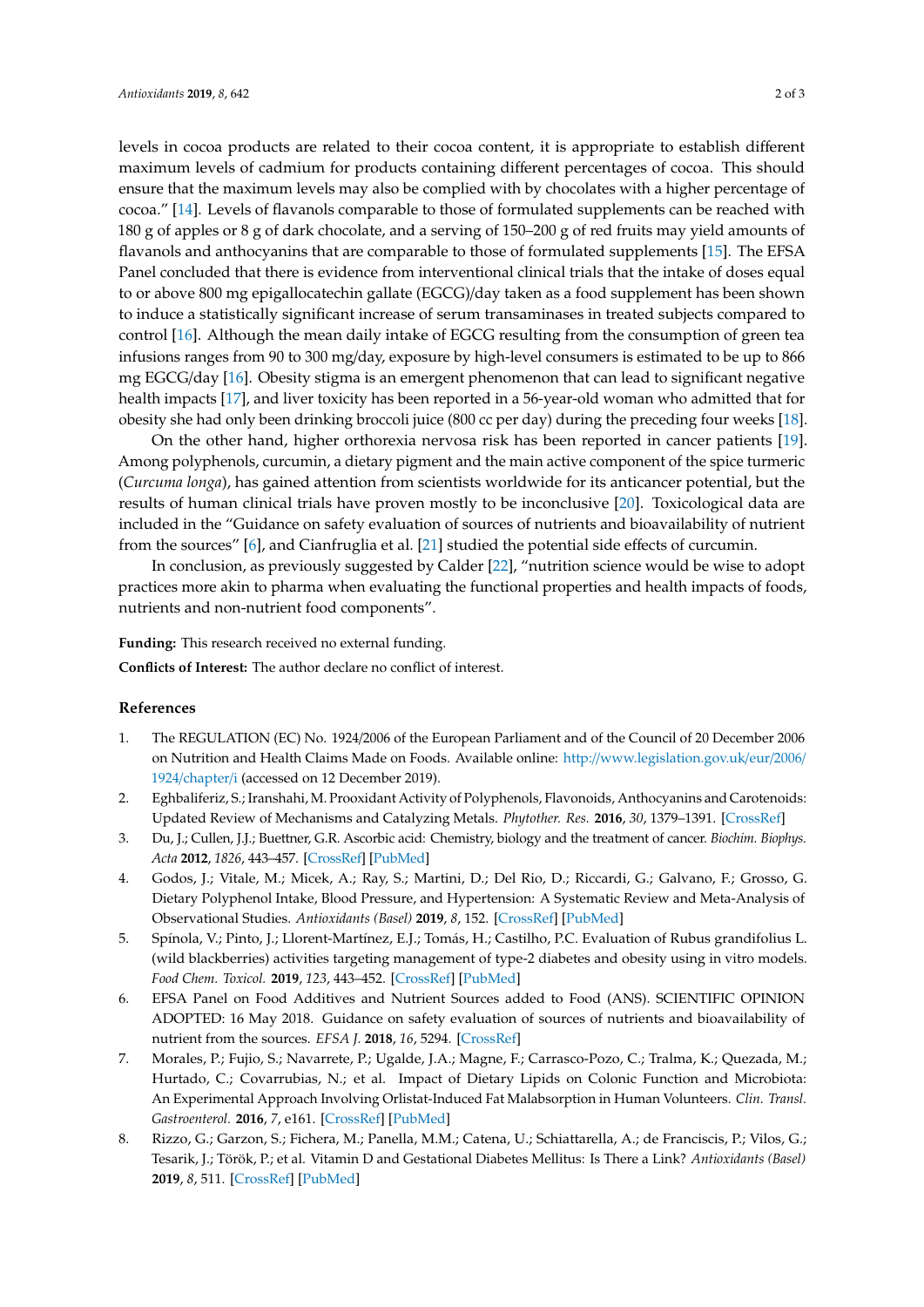levels in cocoa products are related to their cocoa content, it is appropriate to establish different maximum levels of cadmium for products containing different percentages of cocoa. This should ensure that the maximum levels may also be complied with by chocolates with a higher percentage of cocoa." [14]. Levels of flavanols comparable to those of formulated supplements can be reached with 180 g of apples or 8 g of dark chocolate, and a serving of 150–200 g of red fruits may yield amounts of flavanols and anthocyanins that are comparable to those of formulated supplements [15]. The EFSA Panel concluded that there is evidence from interventional clinical trials that the intake of doses equal to or above 800 mg epigallocatechin gallate (EGCG)/day taken as a food supplement has been shown to induce a statistically significant increase of serum transaminases in treated subjects compared to control [16]. Although the mean daily intake of EGCG resulting from the consumption of green tea infusions ranges from 90 to 300 mg/day, exposure by high-level consumers is estimated to be up to 866 mg EGCG/day [16]. Obesity stigma is an emergent phenomenon that can lead to significant negative health impacts [17], and liver toxicity has been reported in a 56-year-old woman who admitted that for obesity she had only been drinking broccoli juice (800 cc per day) during the preceding four weeks [18].

On the other hand, higher orthorexia nervosa risk has been reported in cancer patients [19]. Among polyphenols, curcumin, a dietary pigment and the main active component of the spice turmeric (*Curcuma longa*), has gained attention from scientists worldwide for its anticancer potential, but the results of human clinical trials have proven mostly to be inconclusive [20]. Toxicological data are included in the "Guidance on safety evaluation of sources of nutrients and bioavailability of nutrient from the sources" [6], and Cianfruglia et al. [21] studied the potential side effects of curcumin.

In conclusion, as previously suggested by Calder [22], "nutrition science would be wise to adopt practices more akin to pharma when evaluating the functional properties and health impacts of foods, nutrients and non-nutrient food components".

**Funding:** This research received no external funding.

**Conflicts of Interest:** The author declare no conflict of interest.

## References

1. The REGULATION (EC) No. 1924/2006 of the European Parliament and of the Council of 20 December 2006 on Nutrition and Health Claims Made on Foods. Available online: http://www.legislation.gov.uk/eur/2006/1924/chapter/i (accessed on 12 December 2019).
2. Eghbaliferiz, S.; Iranshahi, M. Prooxidant Activity of Polyphenols, Flavonoids, Anthocyanins and Carotenoids: Updated Review of Mechanisms and Catalyzing Metals. *Phytother. Res.* **2016**, *30*, 1379–1391. [CrossRef]
3. Du, J.; Cullen, J.J.; Buettner, G.R. Ascorbic acid: Chemistry, biology and the treatment of cancer. *Biochim. Biophys. Acta* **2012**, *1826*, 443–457. [CrossRef] [PubMed]
4. Godos, J.; Vitale, M.; Micek, A.; Ray, S.; Martini, D.; Del Rio, D.; Riccardi, G.; Galvano, F.; Grosso, G. Dietary Polyphenol Intake, Blood Pressure, and Hypertension: A Systematic Review and Meta-Analysis of Observational Studies. *Antioxidants (Basel)* **2019**, *8*, 152. [CrossRef] [PubMed]
5. Spínola, V.; Pinto, J.; Llorent-Martínez, E.J.; Tomás, H.; Castilho, P.C. Evaluation of Rubus grandifolius L. (wild blackberries) activities targeting management of type-2 diabetes and obesity using in vitro models. *Food Chem. Toxicol.* **2019**, *123*, 443–452. [CrossRef] [PubMed]
6. EFSA Panel on Food Additives and Nutrient Sources added to Food (ANS). SCIENTIFIC OPINION ADOPTED: 16 May 2018. Guidance on safety evaluation of sources of nutrients and bioavailability of nutrient from the sources. *EFSA J.* **2018**, *16*, 5294. [CrossRef]
7. Morales, P.; Fujio, S.; Navarrete, P.; Ugalde, J.A.; Magne, F.; Carrasco-Pozo, C.; Tralma, K.; Quezada, M.; Hurtado, C.; Covarrubias, N.; et al. Impact of Dietary Lipids on Colonic Function and Microbiota: An Experimental Approach Involving Orlistat-Induced Fat Malabsorption in Human Volunteers. *Clin. Transl. Gastroenterol.* **2016**, *7*, e161. [CrossRef] [PubMed]
8. Rizzo, G.; Garzon, S.; Fichera, M.; Panella, M.M.; Catena, U.; Schiattarella, A.; de Franciscis, P.; Vilos, G.; Tesarik, J.; Török, P.; et al. Vitamin D and Gestational Diabetes Mellitus: Is There a Link? *Antioxidants (Basel)* **2019**, *8*, 511. [CrossRef] [PubMed]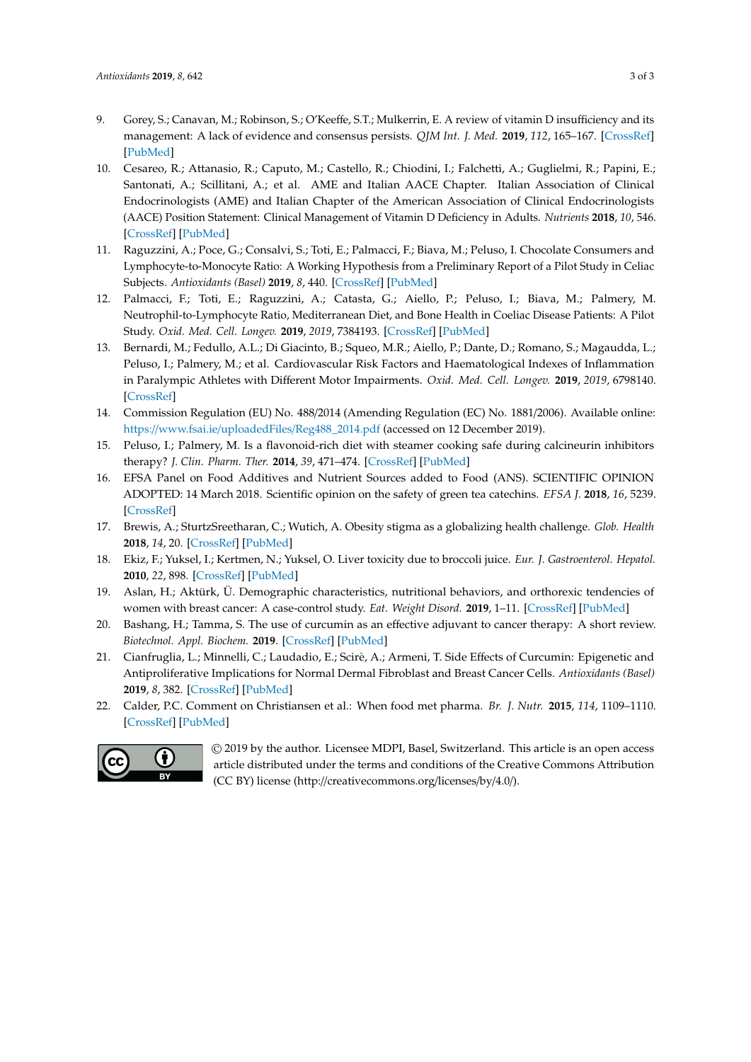9. Gorey, S.; Canavan, M.; Robinson, S.; O'Keeffe, S.T.; Mulkerrin, E. A review of vitamin D insufficiency and its management: A lack of evidence and consensus persists. *QJM Int. J. Med.* **2019**, *112*, 165–167. [CrossRef] [PubMed]
10. Cesareo, R.; Attanasio, R.; Caputo, M.; Castello, R.; Chiodini, I.; Falchetti, A.; Guglielmi, R.; Papini, E.; Santonati, A.; Scillitani, A.; et al. AME and Italian AACE Chapter. Italian Association of Clinical Endocrinologists (AME) and Italian Chapter of the American Association of Clinical Endocrinologists (AACE) Position Statement: Clinical Management of Vitamin D Deficiency in Adults. *Nutrients* **2018**, *10*, 546. [CrossRef] [PubMed]
11. Raguzzini, A.; Poce, G.; Consalvi, S.; Toti, E.; Palmacci, F.; Biava, M.; Peluso, I. Chocolate Consumers and Lymphocyte-to-Monocyte Ratio: A Working Hypothesis from a Preliminary Report of a Pilot Study in Celiac Subjects. *Antioxidants (Basel)* **2019**, *8*, 440. [CrossRef] [PubMed]
12. Palmacci, F.; Toti, E.; Raguzzini, A.; Catasta, G.; Aiello, P.; Peluso, I.; Biava, M.; Palmery, M. Neutrophil-to-Lymphocyte Ratio, Mediterranean Diet, and Bone Health in Coeliac Disease Patients: A Pilot Study. *Oxid. Med. Cell. Longev.* **2019**, *2019*, 7384193. [CrossRef] [PubMed]
13. Bernardi, M.; Fedullo, A.L.; Di Giacinto, B.; Squeo, M.R.; Aiello, P.; Dante, D.; Romano, S.; Magaudda, L.; Peluso, I.; Palmery, M.; et al. Cardiovascular Risk Factors and Haematological Indexes of Inflammation in Paralympic Athletes with Different Motor Impairments. *Oxid. Med. Cell. Longev.* **2019**, *2019*, 6798140. [CrossRef]
14. Commission Regulation (EU) No. 488/2014 (Amending Regulation (EC) No. 1881/2006). Available online: https://www.fsai.ie/uploadedFiles/Reg488_2014.pdf (accessed on 12 December 2019).
15. Peluso, I.; Palmery, M. Is a flavonoid-rich diet with steamer cooking safe during calcineurin inhibitors therapy? *J. Clin. Pharm. Ther.* **2014**, *39*, 471–474. [CrossRef] [PubMed]
16. EFSA Panel on Food Additives and Nutrient Sources added to Food (ANS). SCIENTIFIC OPINION ADOPTED: 14 March 2018. Scientific opinion on the safety of green tea catechins. *EFSA J.* **2018**, *16*, 5239. [CrossRef]
17. Brewis, A.; SturtzSreetharan, C.; Wutich, A. Obesity stigma as a globalizing health challenge. *Glob. Health* **2018**, *14*, 20. [CrossRef] [PubMed]
18. Ekiz, F.; Yuksel, I.; Kertmen, N.; Yuksel, O. Liver toxicity due to broccoli juice. *Eur. J. Gastroenterol. Hepatol.* **2010**, *22*, 898. [CrossRef] [PubMed]
19. Aslan, H.; Aktürk, Ü. Demographic characteristics, nutritional behaviors, and orthorexic tendencies of women with breast cancer: A case-control study. *Eat. Weight Disord.* **2019**, 1–11. [CrossRef] [PubMed]
20. Bashang, H.; Tamma, S. The use of curcumin as an effective adjuvant to cancer therapy: A short review. *Biotechnol. Appl. Biochem.* **2019**. [CrossRef] [PubMed]
21. Cianfruglia, L.; Minnelli, C.; Laudadio, E.; Scirè, A.; Armeni, T. Side Effects of Curcumin: Epigenetic and Antiproliferative Implications for Normal Dermal Fibroblast and Breast Cancer Cells. *Antioxidants (Basel)* **2019**, *8*, 382. [CrossRef] [PubMed]
22. Calder, P.C. Comment on Christiansen et al.: When food met pharma. *Br. J. Nutr.* **2015**, *114*, 1109–1110. [CrossRef] [PubMed]

© 2019 by the author. Licensee MDPI, Basel, Switzerland. This article is an open access article distributed under the terms and conditions of the Creative Commons Attribution (CC BY) license (http://creativecommons.org/licenses/by/4.0/).